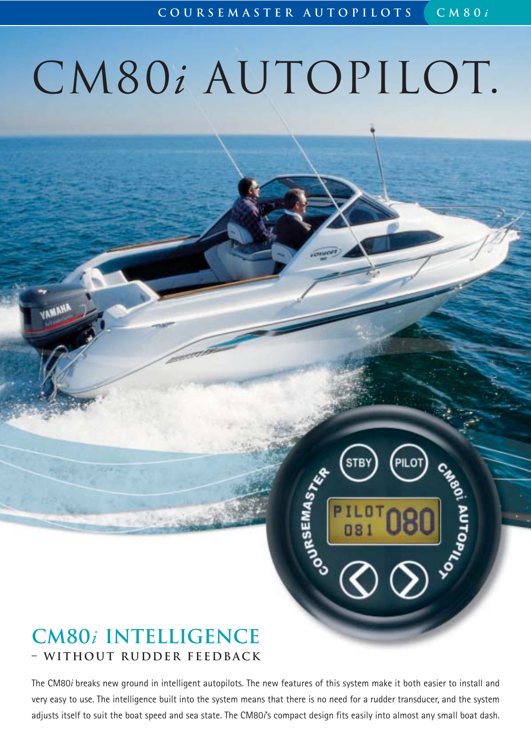# CM80*i* AUTOPILOT.

## CM80*i* INTELLIGENCE

### – WITHOUT RUDDER FEEDBACK

The CM80*i* breaks new ground in intelligent autopilots. The new features of this system make it both easier to install and very easy to use. The intelligence built into the system means that there is no need for a rudder transducer, and the system adjusts itself to suit the boat speed and sea state. The CM80*i*'s compact design fits easily into almost any small boat dash.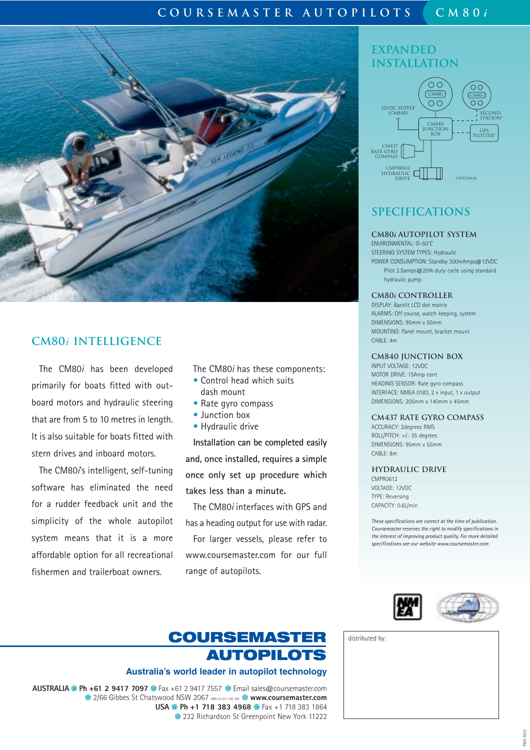## EXPANDED INSTALLATION

CM80i
CM80i
12VDC SUPPLY (CM840)
SECOND STATION*
CM840 JUNCTION BOX
GPS PLOTTER*
CM437 RATE GYRO COMPASS
CMPR0612 HYDRAULIC DRIVE
*OPTIONAL

## SPECIFICATIONS

### CM80*i* AUTOPILOT SYSTEM

ENVIRONMENTAL: 0-50°C
STEERING SYSTEM TYPES: Hydraulic
POWER CONSUMPTION: Standby 300mAmps@12VDC
Pilot 2.5amps@20% duty cycle using standard hydraulic pump

### CM80*i* CONTROLLER

DISPLAY: Backlit LCD dot matrix
ALARMS: Off course, watch keeping, system
DIMENSIONS: 95mm x 55mm
MOUNTING: Panel mount, bracket mount
CABLE: 4m

### CM840 JUNCTION BOX

INPUT VOLTAGE: 12VDC
MOTOR DRIVE: 15Amp cont
HEADING SENSOR: Rate gyro compass
INTERFACE: NMEA 0183, 2 x input, 1 x output
DIMENSIONS: 205mm x 140mm x 45mm

### CM437 RATE GYRO COMPASS

ACCURACY: 2degrees RMS
ROLL/PITCH: +/- 35 degrees
DIMENSIONS: 95mm x 55mm
CABLE: 8m

### HYDRAULIC DRIVE

CMPR0612
VOLTAGE: 12VDC
TYPE: Reversing
CAPACITY: 0.6L/min

*These specifications are correct at the time of publication. Coursemaster reserves the right to modify specifications in the interest of improving product quality. For more detailed specifications see our website www.coursemaster.com*

## CM80*i* INTELLIGENCE

The CM80*i* has been developed primarily for boats fitted with outboard motors and hydraulic steering that are from 5 to 10 metres in length. It is also suitable for boats fitted with stern drives and inboard motors.

The CM80*i*'s intelligent, self-tuning software has eliminated the need for a rudder feedback unit and the simplicity of the whole autopilot system means that it is a more affordable option for all recreational fishermen and trailerboat owners.

The CM80*i* has these components:

- Control head which suits dash mount
- Rate gyro compass
- Junction box
- Hydraulic drive

**Installation can be completed easily and, once installed, requires a simple once only set up procedure which takes less than a minute.**

The CM80*i* interfaces with GPS and has a heading output for use with radar.

For larger vessels, please refer to www.coursemaster.com for our full range of autopilots.

**COURSEMASTER AUTOPILOTS**

**Australia's world leader in autopilot technology**

**AUSTRALIA** ⊛ **Ph +61 2 9417 7097** ⊛ Fax +61 2 9417 7557 ⊛ Email sales@coursemaster.com
⊛ 2/66 Gibbes St Chatswood NSW 2067 ABN 25 001 306 369 ⊛ **www.coursemaster.com**
**USA** ⊛ **Ph +1 718 383 4968** ⊛ Fax +1 718 383 1864
⊛ 232 Richardson St Greenpoint New York 11222

distributed by:

PMA 6832